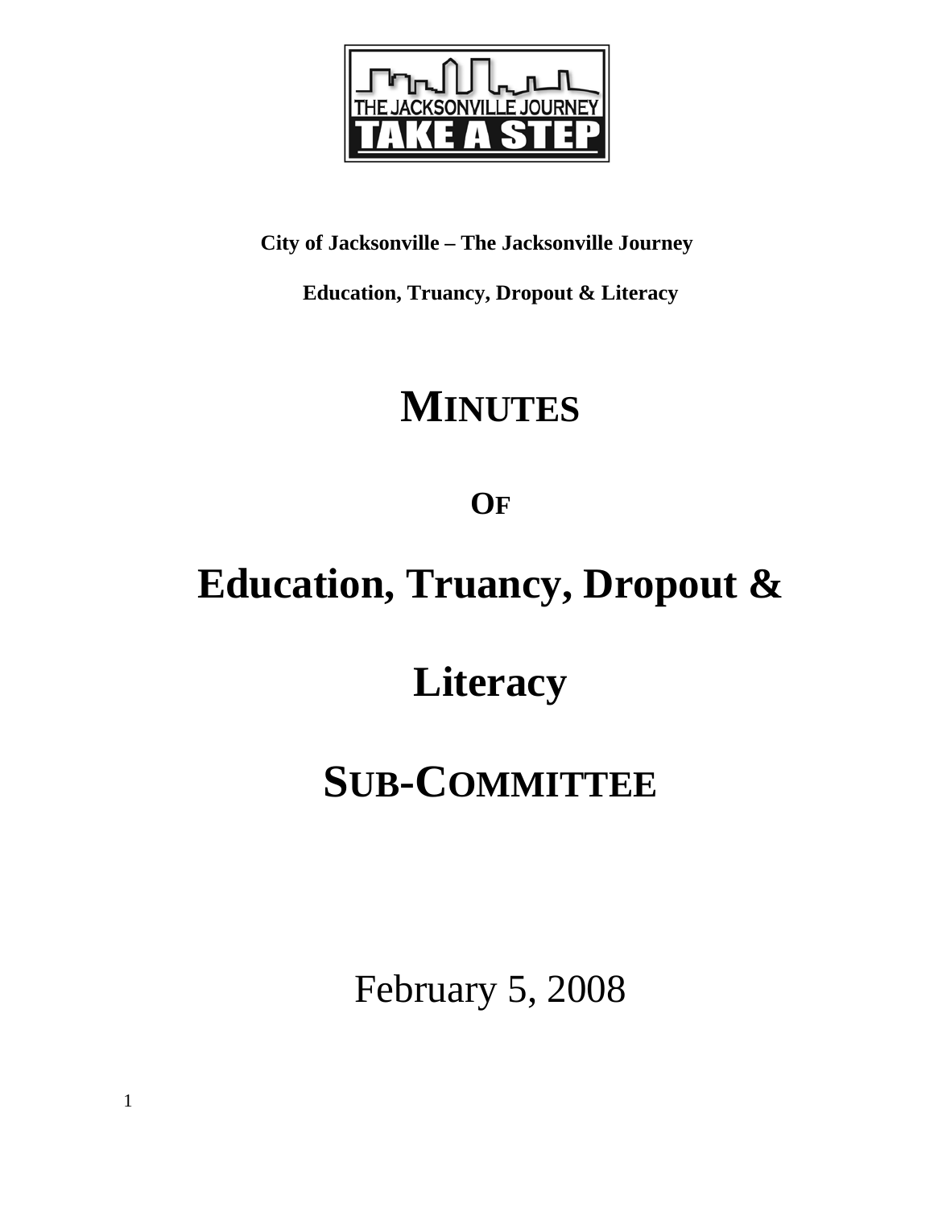**City of Jacksonville – The Jacksonville Journey**

**Education, Truancy, Dropout & Literacy**

# MINUTES

## OF

# Education, Truancy, Dropout & Literacy

# SUB-COMMITTEE

February 5, 2008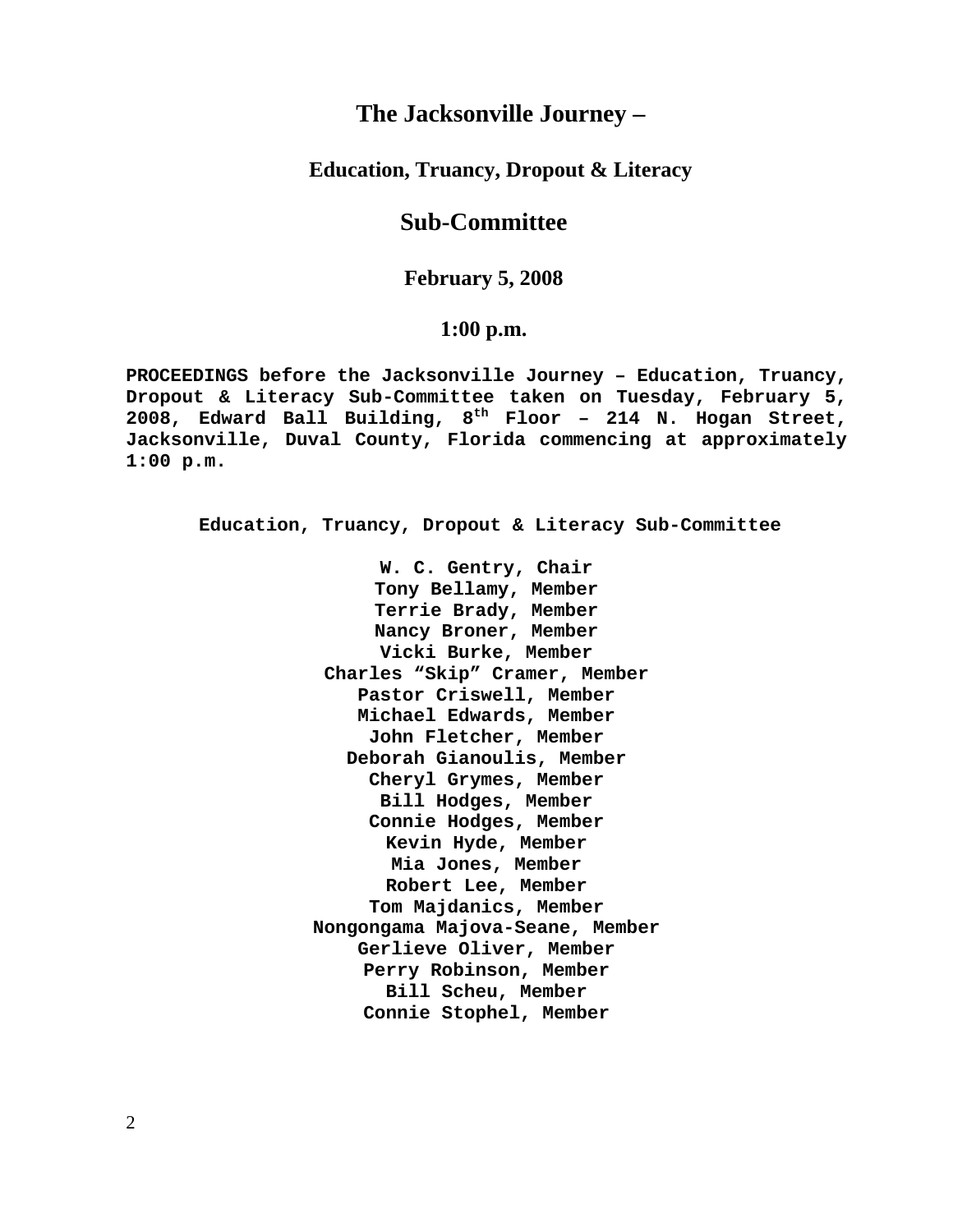# The Jacksonville Journey –

## Education, Truancy, Dropout & Literacy

## Sub-Committee

### February 5, 2008

### 1:00 p.m.

**PROCEEDINGS before the Jacksonville Journey – Education, Truancy, Dropout & Literacy Sub-Committee taken on Tuesday, February 5, 2008, Edward Ball Building, 8th Floor – 214 N. Hogan Street, Jacksonville, Duval County, Florida commencing at approximately 1:00 p.m.**

**Education, Truancy, Dropout & Literacy Sub-Committee**

**W. C. Gentry, Chair**
**Tony Bellamy, Member**
**Terrie Brady, Member**
**Nancy Broner, Member**
**Vicki Burke, Member**
**Charles "Skip" Cramer, Member**
**Pastor Criswell, Member**
**Michael Edwards, Member**
**John Fletcher, Member**
**Deborah Gianoulis, Member**
**Cheryl Grymes, Member**
**Bill Hodges, Member**
**Connie Hodges, Member**
**Kevin Hyde, Member**
**Mia Jones, Member**
**Robert Lee, Member**
**Tom Majdanics, Member**
**Nongongama Majova-Seane, Member**
**Gerlieve Oliver, Member**
**Perry Robinson, Member**
**Bill Scheu, Member**
**Connie Stophel, Member**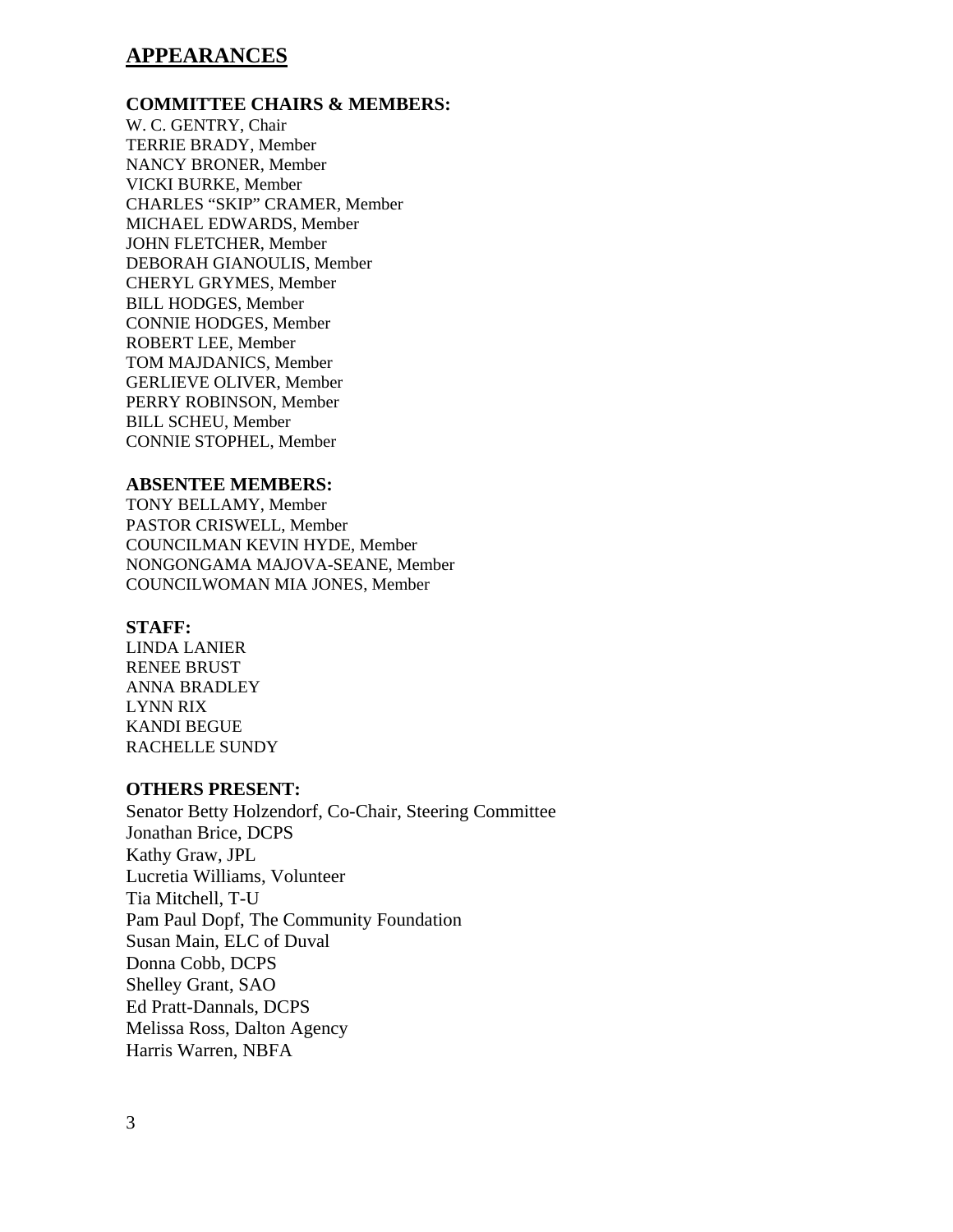## APPEARANCES

**COMMITTEE CHAIRS & MEMBERS:**

W. C. GENTRY, Chair
TERRIE BRADY, Member
NANCY BRONER, Member
VICKI BURKE, Member
CHARLES "SKIP" CRAMER, Member
MICHAEL EDWARDS, Member
JOHN FLETCHER, Member
DEBORAH GIANOULIS, Member
CHERYL GRYMES, Member
BILL HODGES, Member
CONNIE HODGES, Member
ROBERT LEE, Member
TOM MAJDANICS, Member
GERLIEVE OLIVER, Member
PERRY ROBINSON, Member
BILL SCHEU, Member
CONNIE STOPHEL, Member

**ABSENTEE MEMBERS:**

TONY BELLAMY, Member
PASTOR CRISWELL, Member
COUNCILMAN KEVIN HYDE, Member
NONGONGAMA MAJOVA-SEANE, Member
COUNCILWOMAN MIA JONES, Member

**STAFF:**

LINDA LANIER
RENEE BRUST
ANNA BRADLEY
LYNN RIX
KANDI BEGUE
RACHELLE SUNDY

**OTHERS PRESENT:**

Senator Betty Holzendorf, Co-Chair, Steering Committee
Jonathan Brice, DCPS
Kathy Graw, JPL
Lucretia Williams, Volunteer
Tia Mitchell, T-U
Pam Paul Dopf, The Community Foundation
Susan Main, ELC of Duval
Donna Cobb, DCPS
Shelley Grant, SAO
Ed Pratt-Dannals, DCPS
Melissa Ross, Dalton Agency
Harris Warren, NBFA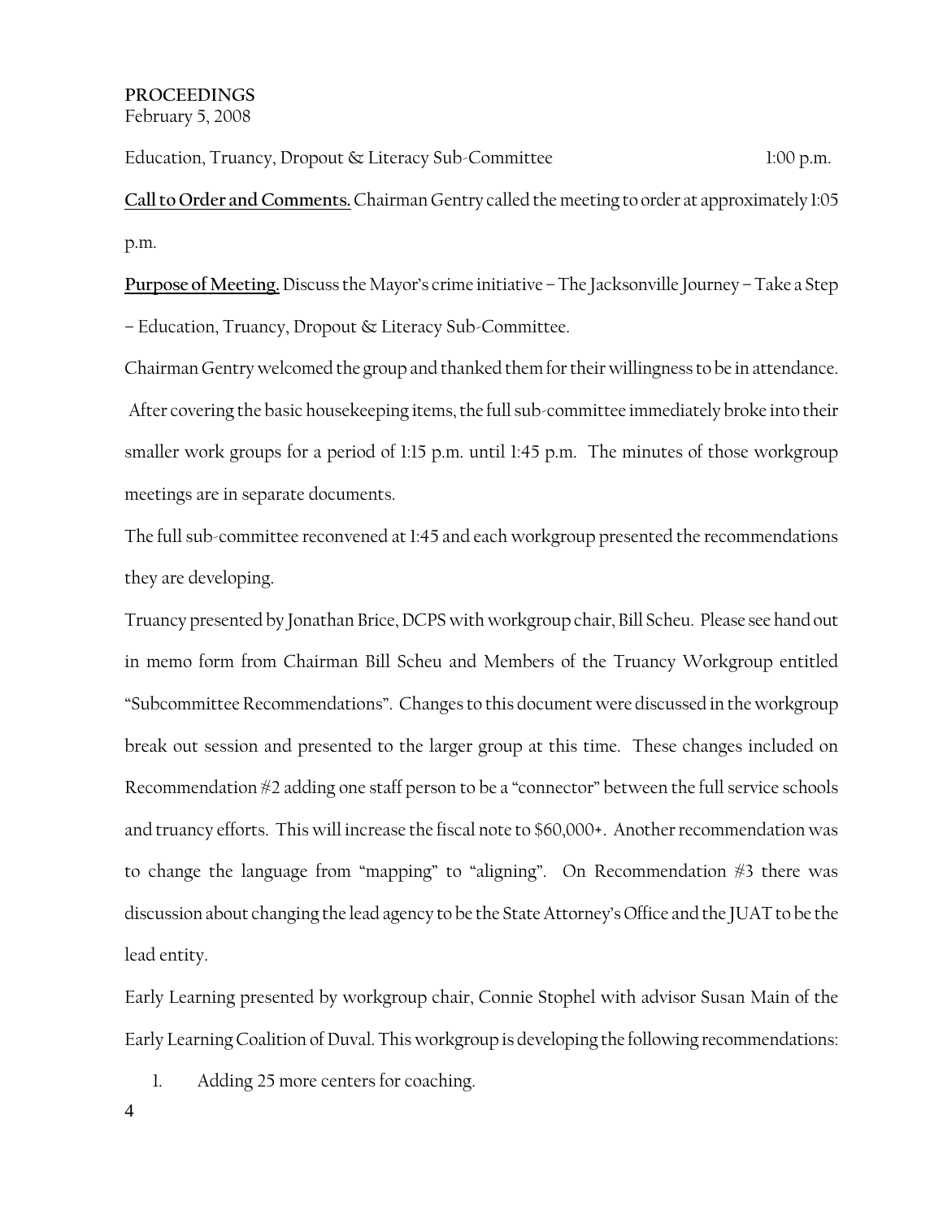**PROCEEDINGS**
February 5, 2008

Education, Truancy, Dropout & Literacy Sub-Committee 1:00 p.m.

**Call to Order and Comments.** Chairman Gentry called the meeting to order at approximately 1:05 p.m.

**Purpose of Meeting.** Discuss the Mayor's crime initiative – The Jacksonville Journey – Take a Step – Education, Truancy, Dropout & Literacy Sub-Committee.

Chairman Gentry welcomed the group and thanked them for their willingness to be in attendance. After covering the basic housekeeping items, the full sub-committee immediately broke into their smaller work groups for a period of 1:15 p.m. until 1:45 p.m. The minutes of those workgroup meetings are in separate documents.

The full sub-committee reconvened at 1:45 and each workgroup presented the recommendations they are developing.

Truancy presented by Jonathan Brice, DCPS with workgroup chair, Bill Scheu. Please see hand out in memo form from Chairman Bill Scheu and Members of the Truancy Workgroup entitled "Subcommittee Recommendations". Changes to this document were discussed in the workgroup break out session and presented to the larger group at this time. These changes included on Recommendation #2 adding one staff person to be a "connector" between the full service schools and truancy efforts. This will increase the fiscal note to $60,000+. Another recommendation was to change the language from "mapping" to "aligning". On Recommendation #3 there was discussion about changing the lead agency to be the State Attorney's Office and the JUAT to be the lead entity.

Early Learning presented by workgroup chair, Connie Stophel with advisor Susan Main of the Early Learning Coalition of Duval. This workgroup is developing the following recommendations:

1. Adding 25 more centers for coaching.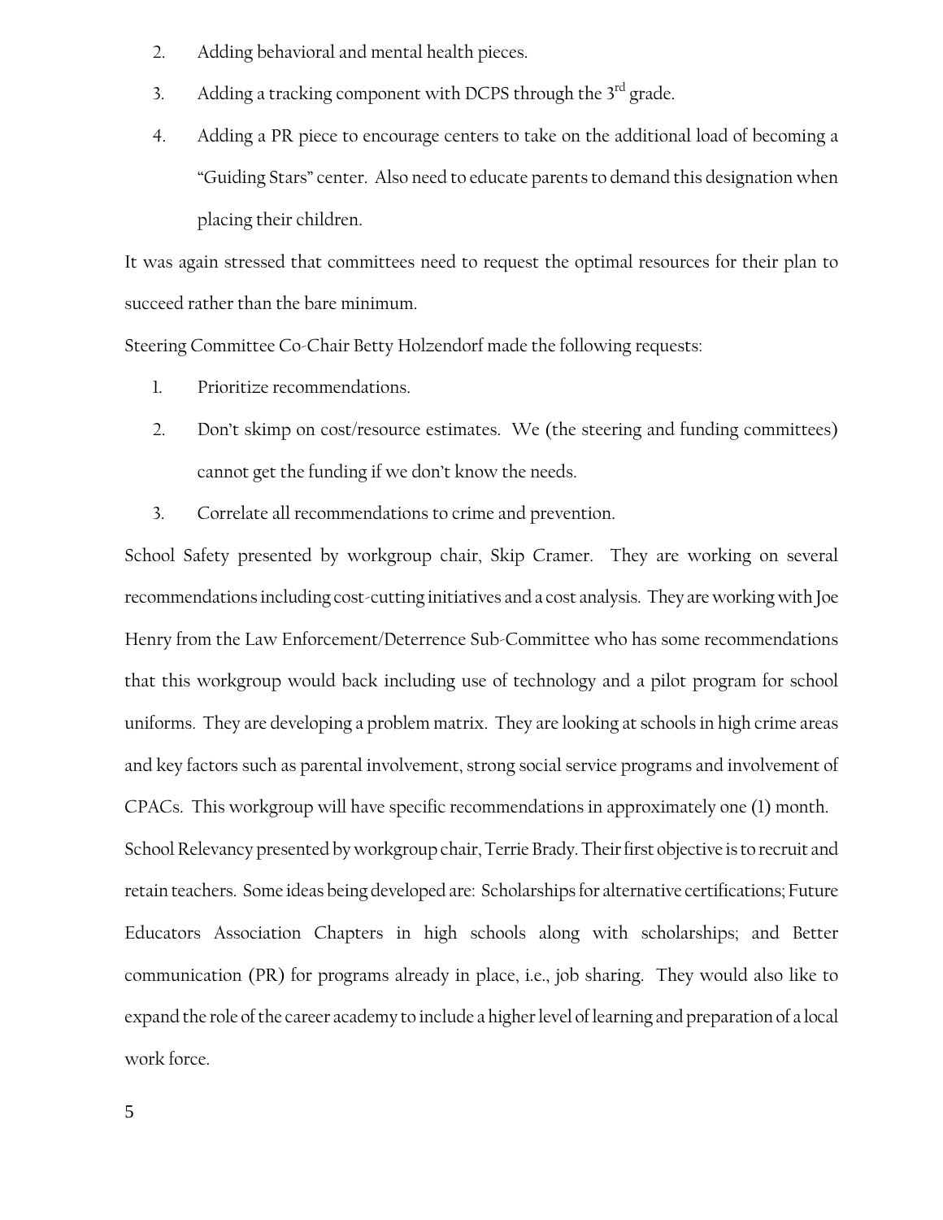2. Adding behavioral and mental health pieces.
3. Adding a tracking component with DCPS through the 3rd grade.
4. Adding a PR piece to encourage centers to take on the additional load of becoming a "Guiding Stars" center. Also need to educate parents to demand this designation when placing their children.

It was again stressed that committees need to request the optimal resources for their plan to succeed rather than the bare minimum.

Steering Committee Co-Chair Betty Holzendorf made the following requests:

1. Prioritize recommendations.
2. Don't skimp on cost/resource estimates. We (the steering and funding committees) cannot get the funding if we don't know the needs.
3. Correlate all recommendations to crime and prevention.

School Safety presented by workgroup chair, Skip Cramer. They are working on several recommendations including cost-cutting initiatives and a cost analysis. They are working with Joe Henry from the Law Enforcement/Deterrence Sub-Committee who has some recommendations that this workgroup would back including use of technology and a pilot program for school uniforms. They are developing a problem matrix. They are looking at schools in high crime areas and key factors such as parental involvement, strong social service programs and involvement of CPACs. This workgroup will have specific recommendations in approximately one (1) month.

School Relevancy presented by workgroup chair, Terrie Brady. Their first objective is to recruit and retain teachers. Some ideas being developed are: Scholarships for alternative certifications; Future Educators Association Chapters in high schools along with scholarships; and Better communication (PR) for programs already in place, i.e., job sharing. They would also like to expand the role of the career academy to include a higher level of learning and preparation of a local work force.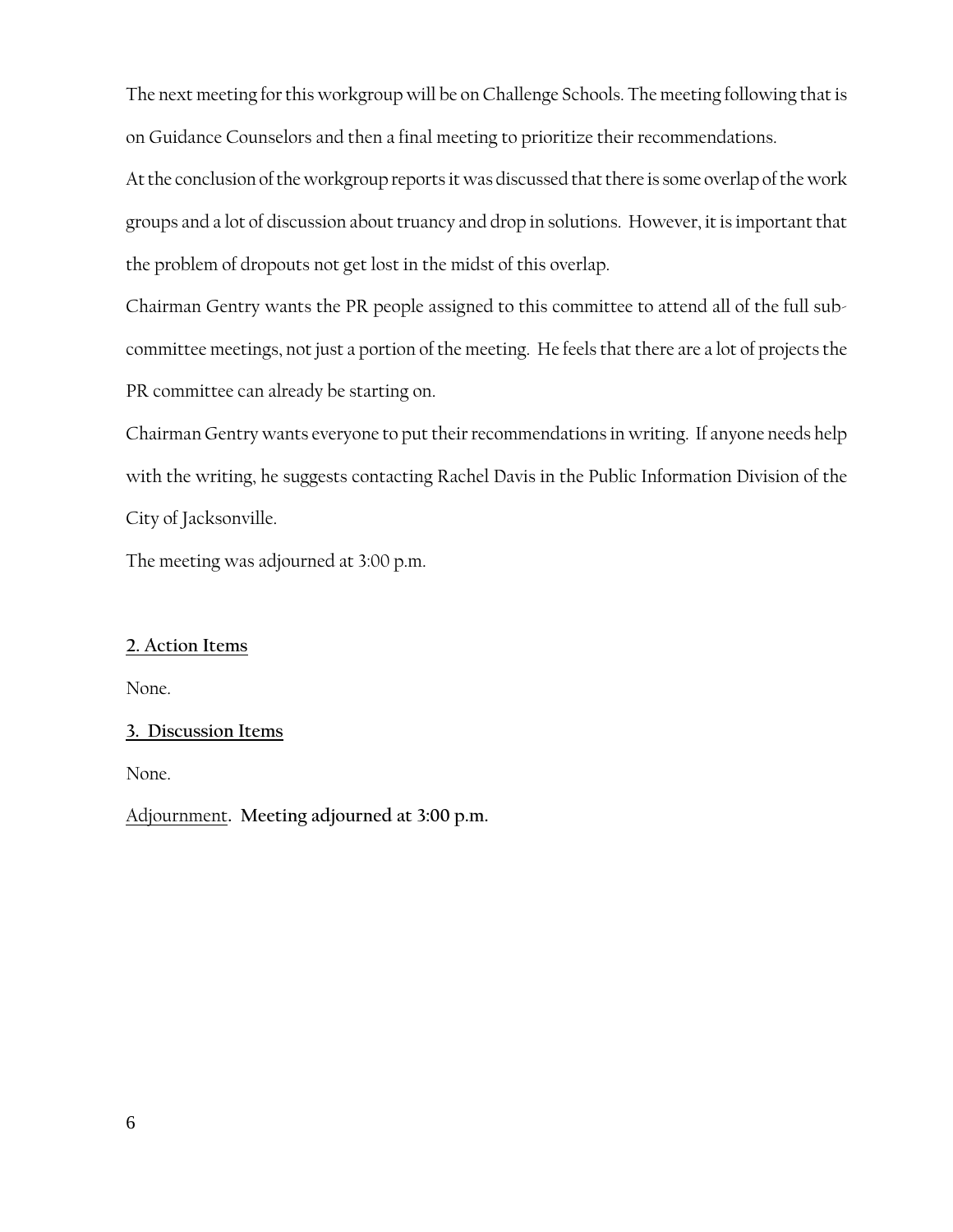The next meeting for this workgroup will be on Challenge Schools. The meeting following that is on Guidance Counselors and then a final meeting to prioritize their recommendations.

At the conclusion of the workgroup reports it was discussed that there is some overlap of the work groups and a lot of discussion about truancy and drop in solutions. However, it is important that the problem of dropouts not get lost in the midst of this overlap.

Chairman Gentry wants the PR people assigned to this committee to attend all of the full sub-committee meetings, not just a portion of the meeting. He feels that there are a lot of projects the PR committee can already be starting on.

Chairman Gentry wants everyone to put their recommendations in writing. If anyone needs help with the writing, he suggests contacting Rachel Davis in the Public Information Division of the City of Jacksonville.

The meeting was adjourned at 3:00 p.m.

**2. Action Items**

None.

**3. Discussion Items**

None.

Adjournment. **Meeting adjourned at 3:00 p.m.**